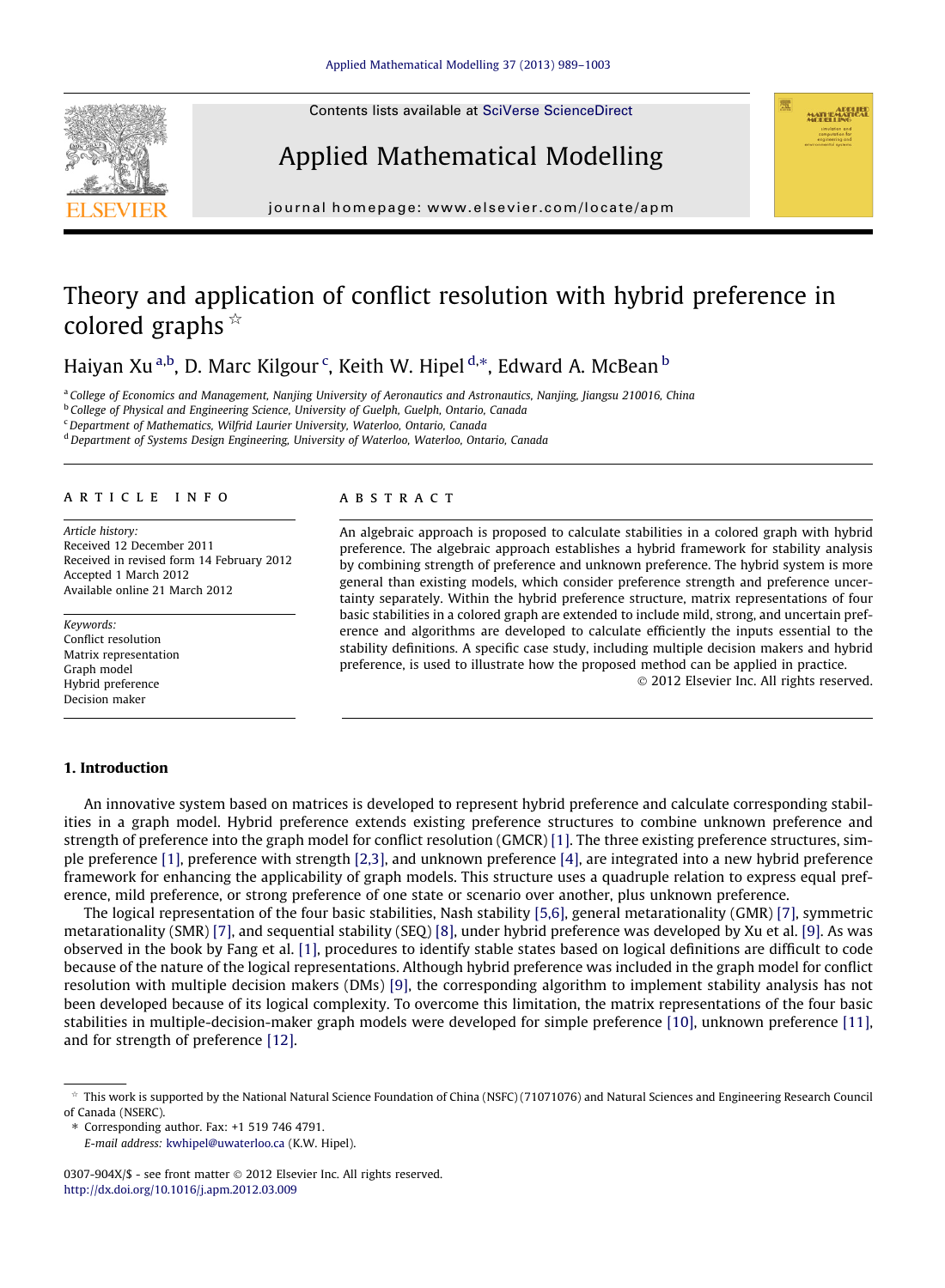# Theory and application of conflict resolution with hybrid preference in colored graphs ☆

Haiyan Xu [a,b], D. Marc Kilgour [c], Keith W. Hipel [d,*], Edward A. McBean [b]

[a] College of Economics and Management, Nanjing University of Aeronautics and Astronautics, Nanjing, Jiangsu 210016, China
[b] College of Physical and Engineering Science, University of Guelph, Guelph, Ontario, Canada
[c] Department of Mathematics, Wilfrid Laurier University, Waterloo, Ontario, Canada
[d] Department of Systems Design Engineering, University of Waterloo, Waterloo, Ontario, Canada

## ARTICLE INFO

*Article history:*
Received 12 December 2011
Received in revised form 14 February 2012
Accepted 1 March 2012
Available online 21 March 2012

*Keywords:*
Conflict resolution
Matrix representation
Graph model
Hybrid preference
Decision maker

## ABSTRACT

An algebraic approach is proposed to calculate stabilities in a colored graph with hybrid preference. The algebraic approach establishes a hybrid framework for stability analysis by combining strength of preference and unknown preference. The hybrid system is more general than existing models, which consider preference strength and preference uncertainty separately. Within the hybrid preference structure, matrix representations of four basic stabilities in a colored graph are extended to include mild, strong, and uncertain preference and algorithms are developed to calculate efficiently the inputs essential to the stability definitions. A specific case study, including multiple decision makers and hybrid preference, is used to illustrate how the proposed method can be applied in practice.

© 2012 Elsevier Inc. All rights reserved.

## 1. Introduction

An innovative system based on matrices is developed to represent hybrid preference and calculate corresponding stabilities in a graph model. Hybrid preference extends existing preference structures to combine unknown preference and strength of preference into the graph model for conflict resolution (GMCR) [1]. The three existing preference structures, simple preference [1], preference with strength [2,3], and unknown preference [4], are integrated into a new hybrid preference framework for enhancing the applicability of graph models. This structure uses a quadruple relation to express equal preference, mild preference, or strong preference of one state or scenario over another, plus unknown preference.

The logical representation of the four basic stabilities, Nash stability [5,6], general metarationality (GMR) [7], symmetric metarationality (SMR) [7], and sequential stability (SEQ) [8], under hybrid preference was developed by Xu et al. [9]. As was observed in the book by Fang et al. [1], procedures to identify stable states based on logical definitions are difficult to code because of the nature of the logical representations. Although hybrid preference was included in the graph model for conflict resolution with multiple decision makers (DMs) [9], the corresponding algorithm to implement stability analysis has not been developed because of its logical complexity. To overcome this limitation, the matrix representations of the four basic stabilities in multiple-decision-maker graph models were developed for simple preference [10], unknown preference [11], and for strength of preference [12].

---

☆ This work is supported by the National Natural Science Foundation of China (NSFC) (71071076) and Natural Sciences and Engineering Research Council of Canada (NSERC).

\* Corresponding author. Fax: +1 519 746 4791.
*E-mail address:* kwhipel@uwaterloo.ca (K.W. Hipel).

0307-904X/$ - see front matter © 2012 Elsevier Inc. All rights reserved.
http://dx.doi.org/10.1016/j.apm.2012.03.009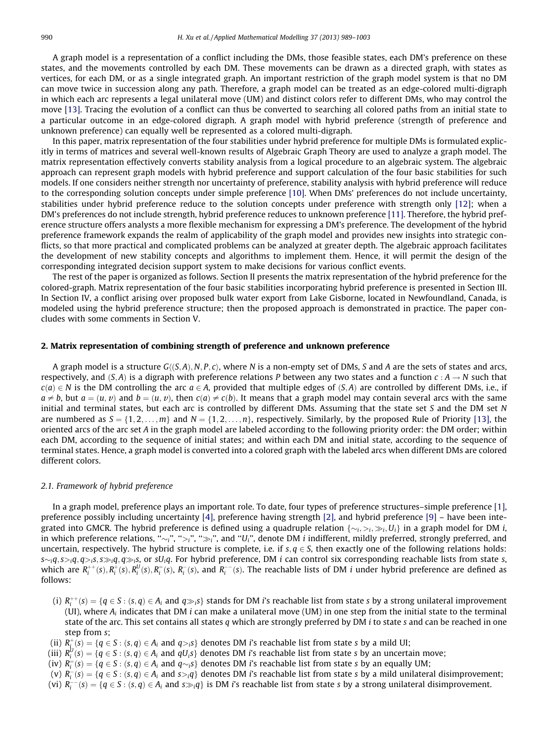A graph model is a representation of a conflict including the DMs, those feasible states, each DM's preference on these states, and the movements controlled by each DM. These movements can be drawn as a directed graph, with states as vertices, for each DM, or as a single integrated graph. An important restriction of the graph model system is that no DM can move twice in succession along any path. Therefore, a graph model can be treated as an edge-colored multi-digraph in which each arc represents a legal unilateral move (UM) and distinct colors refer to different DMs, who may control the move [13]. Tracing the evolution of a conflict can thus be converted to searching all colored paths from an initial state to a particular outcome in an edge-colored digraph. A graph model with hybrid preference (strength of preference and unknown preference) can equally well be represented as a colored multi-digraph.

In this paper, matrix representation of the four stabilities under hybrid preference for multiple DMs is formulated explicitly in terms of matrices and several well-known results of Algebraic Graph Theory are used to analyze a graph model. The matrix representation effectively converts stability analysis from a logical procedure to an algebraic system. The algebraic approach can represent graph models with hybrid preference and support calculation of the four basic stabilities for such models. If one considers neither strength nor uncertainty of preference, stability analysis with hybrid preference will reduce to the corresponding solution concepts under simple preference [10]. When DMs' preferences do not include uncertainty, stabilities under hybrid preference reduce to the solution concepts under preference with strength only [12]; when a DM's preferences do not include strength, hybrid preference reduces to unknown preference [11]. Therefore, the hybrid preference structure offers analysts a more flexible mechanism for expressing a DM's preference. The development of the hybrid preference framework expands the realm of applicability of the graph model and provides new insights into strategic conflicts, so that more practical and complicated problems can be analyzed at greater depth. The algebraic approach facilitates the development of new stability concepts and algorithms to implement them. Hence, it will permit the design of the corresponding integrated decision support system to make decisions for various conflict events.

The rest of the paper is organized as follows. Section II presents the matrix representation of the hybrid preference for the colored-graph. Matrix representation of the four basic stabilities incorporating hybrid preference is presented in Section III. In Section IV, a conflict arising over proposed bulk water export from Lake Gisborne, located in Newfoundland, Canada, is modeled using the hybrid preference structure; then the proposed approach is demonstrated in practice. The paper concludes with some comments in Section V.

## 2. Matrix representation of combining strength of preference and unknown preference

A graph model is a structure $G\langle(S,A),N,P,c\rangle$, where $N$ is a non-empty set of DMs, $S$ and $A$ are the sets of states and arcs, respectively, and $(S,A)$ is a digraph with preference relations $P$ between any two states and a function $c: A \to N$ such that $c(a) \in N$ is the DM controlling the arc $a \in A$, provided that multiple edges of $(S,A)$ are controlled by different DMs, i.e., if $a \neq b$, but $a = (u,v)$ and $b = (u,v)$, then $c(a) \neq c(b)$. It means that a graph model may contain several arcs with the same initial and terminal states, but each arc is controlled by different DMs. Assuming that the state set $S$ and the DM set $N$ are numbered as $S = \{1,2,\ldots,m\}$ and $N = \{1,2,\ldots,n\}$, respectively. Similarly, by the proposed Rule of Priority [13], the oriented arcs of the arc set $A$ in the graph model are labeled according to the following priority order: the DM order; within each DM, according to the sequence of initial states; and within each DM and initial state, according to the sequence of terminal states. Hence, a graph model is converted into a colored graph with the labeled arcs when different DMs are colored different colors.

### 2.1. Framework of hybrid preference

In a graph model, preference plays an important role. To date, four types of preference structures–simple preference [1], preference possibly including uncertainty [4], preference having strength [2], and hybrid preference [9] – have been integrated into GMCR. The hybrid preference is defined using a quadruple relation $\{\sim_i, >_i, \gg_i, U_i\}$ in a graph model for DM $i$, in which preference relations, "$\sim_i$", "$>_i$", "$\gg_i$", and "$U_i$", denote DM $i$ indifferent, mildly preferred, strongly preferred, and uncertain, respectively. The hybrid structure is complete, i.e. if $s,q \in S$, then exactly one of the following relations holds: $s \sim_i q, s >_i q, q >_i s, s \gg_i q, q \gg_i s$, or $s U_i q$. For hybrid preference, DM $i$ can control six corresponding reachable lists from state $s$, which are $R_i^{++}(s), R_i^{+}(s), R_i^{U}(s), R_i^{=}(s)$, $R_i^{-}(s)$, and $R_i^{--}(s)$. The reachable lists of DM $i$ under hybrid preference are defined as follows:

- (i) $R_i^{++}(s) = \{q \in S : (s,q) \in A_i \text{ and } q \gg_i s\}$ stands for DM $i$'s reachable list from state $s$ by a strong unilateral improvement (UI), where $A_i$ indicates that DM $i$ can make a unilateral move (UM) in one step from the initial state to the terminal state of the arc. This set contains all states $q$ which are strongly preferred by DM $i$ to state $s$ and can be reached in one step from $s$;
- (ii) $R_i^{+}(s) = \{q \in S : (s,q) \in A_i \text{ and } q >_i s\}$ denotes DM $i$'s reachable list from state $s$ by a mild UI;
- (iii) $R_i^{U}(s) = \{q \in S : (s,q) \in A_i \text{ and } q U_i s\}$ denotes DM $i$'s reachable list from state $s$ by an uncertain move;
- (iv) $R_i^{=}(s) = \{q \in S : (s,q) \in A_i \text{ and } q \sim_i s\}$ denotes DM $i$'s reachable list from state $s$ by an equally UM;
- (v) $R_i^{-}(s) = \{q \in S : (s,q) \in A_i \text{ and } s >_i q\}$ denotes DM $i$'s reachable list from state $s$ by a mild unilateral disimprovement;
- (vi) $R_i^{--}(s) = \{q \in S : (s,q) \in A_i \text{ and } s \gg_i q\}$ is DM $i$'s reachable list from state $s$ by a strong unilateral disimprovement.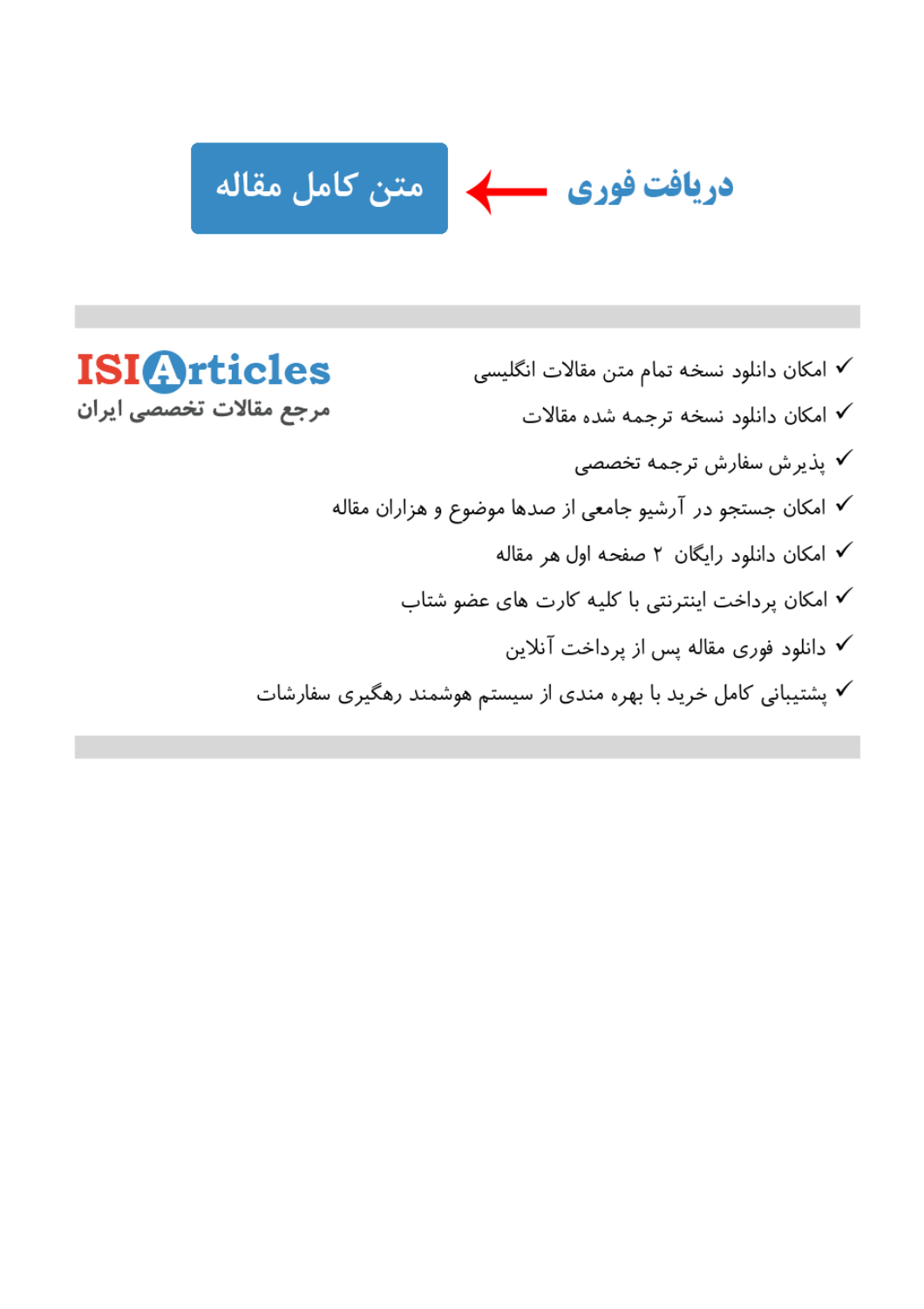دریافت فوری ← متن کامل مقاله

**ISIArticles**
مرجع مقالات تخصصی ایران

- ✓ امکان دانلود نسخه تمام متن مقالات انگلیسی
- ✓ امکان دانلود نسخه ترجمه شده مقالات
- ✓ پذیرش سفارش ترجمه تخصصی
- ✓ امکان جستجو در آرشیو جامعی از صدها موضوع و هزاران مقاله
- ✓ امکان دانلود رایگان ۲ صفحه اول هر مقاله
- ✓ امکان پرداخت اینترنتی با کلیه کارت های عضو شتاب
- ✓ دانلود فوری مقاله پس از پرداخت آنلاین
- ✓ پشتیبانی کامل خرید با بهره مندی از سیستم هوشمند رهگیری سفارشات